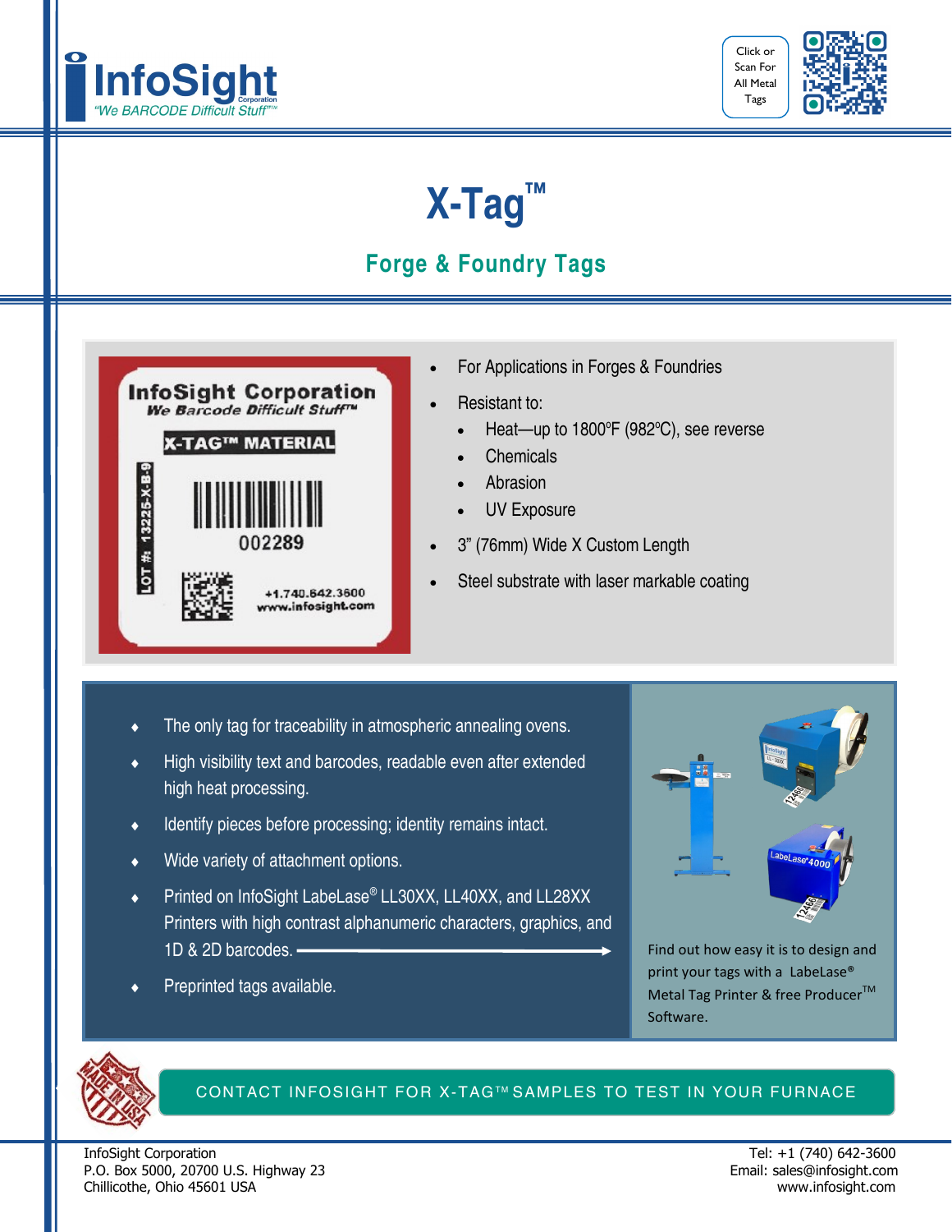# InfoSight

*"We BARCODE Difficult Stuff"™*

Click or Scan For All Metal Tags

# X-Tag™

## Forge & Foundry Tags

- For Applications in Forges & Foundries
- Resistant to:
  - Heat—up to 1800°F (982°C), see reverse
  - Chemicals
  - Abrasion
  - UV Exposure
- 3" (76mm) Wide X Custom Length
- Steel substrate with laser markable coating

- The only tag for traceability in atmospheric annealing ovens.
- High visibility text and barcodes, readable even after extended high heat processing.
- Identify pieces before processing; identity remains intact.
- Wide variety of attachment options.
- Printed on InfoSight LabeLase® LL30XX, LL40XX, and LL28XX Printers with high contrast alphanumeric characters, graphics, and 1D & 2D barcodes.
- Preprinted tags available.

Find out how easy it is to design and print your tags with a LabeLase® Metal Tag Printer & free Producer™ Software.

**CONTACT INFOSIGHT FOR X-TAG™ SAMPLES TO TEST IN YOUR FURNACE**

InfoSight Corporation
P.O. Box 5000, 20700 U.S. Highway 23
Chillicothe, Ohio 45601 USA

Tel: +1 (740) 642-3600
Email: sales@infosight.com
www.infosight.com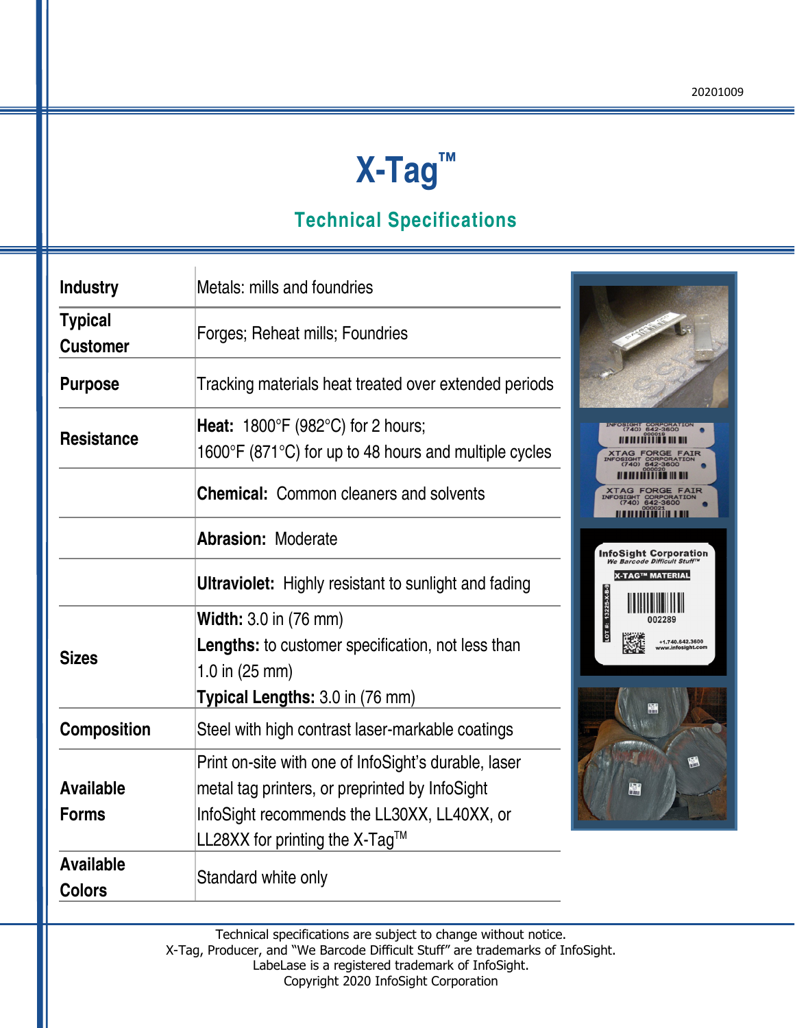20201009

# X-Tag™

## Technical Specifications

| | |
|---|---|
| **Industry** | Metals: mills and foundries |
| **Typical Customer** | Forges; Reheat mills; Foundries |
| **Purpose** | Tracking materials heat treated over extended periods |
| **Resistance** | **Heat:** 1800°F (982°C) for 2 hours;<br>1600°F (871°C) for up to 48 hours and multiple cycles |
| | **Chemical:** Common cleaners and solvents |
| | **Abrasion:** Moderate |
| | **Ultraviolet:** Highly resistant to sunlight and fading |
| **Sizes** | **Width:** 3.0 in (76 mm)<br>**Lengths:** to customer specification, not less than 1.0 in (25 mm)<br>**Typical Lengths:** 3.0 in (76 mm) |
| **Composition** | Steel with high contrast laser-markable coatings |
| **Available Forms** | Print on-site with one of InfoSight's durable, laser metal tag printers, or preprinted by InfoSight<br>InfoSight recommends the LL30XX, LL40XX, or LL28XX for printing the X-Tag™ |
| **Available Colors** | Standard white only |

Technical specifications are subject to change without notice.
X-Tag, Producer, and "We Barcode Difficult Stuff" are trademarks of InfoSight.
LabeLase is a registered trademark of InfoSight.
Copyright 2020 InfoSight Corporation